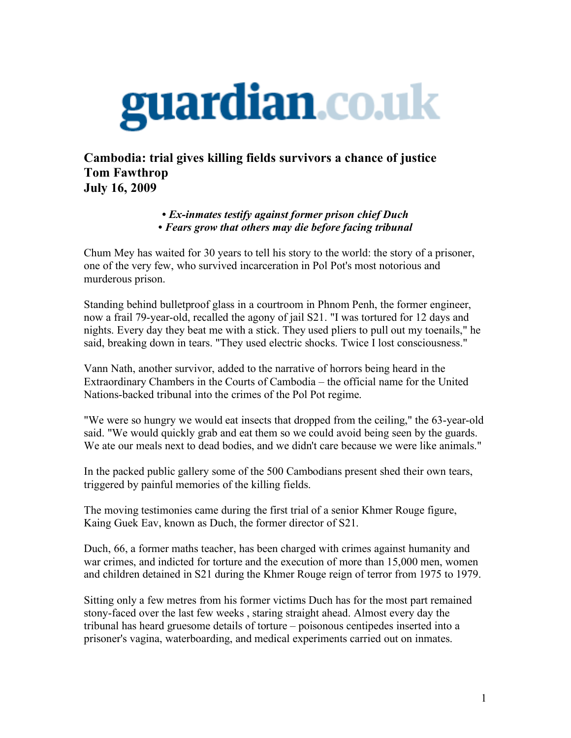guardian.co.uk

## Cambodia: trial gives killing fields survivors a chance of justice
**Tom Fawthrop**
**July 16, 2009**

***• Ex-inmates testify against former prison chief Duch***
***• Fears grow that others may die before facing tribunal***

Chum Mey has waited for 30 years to tell his story to the world: the story of a prisoner, one of the very few, who survived incarceration in Pol Pot's most notorious and murderous prison.

Standing behind bulletproof glass in a courtroom in Phnom Penh, the former engineer, now a frail 79-year-old, recalled the agony of jail S21. "I was tortured for 12 days and nights. Every day they beat me with a stick. They used pliers to pull out my toenails," he said, breaking down in tears. "They used electric shocks. Twice I lost consciousness."

Vann Nath, another survivor, added to the narrative of horrors being heard in the Extraordinary Chambers in the Courts of Cambodia – the official name for the United Nations-backed tribunal into the crimes of the Pol Pot regime.

"We were so hungry we would eat insects that dropped from the ceiling," the 63-year-old said. "We would quickly grab and eat them so we could avoid being seen by the guards. We ate our meals next to dead bodies, and we didn't care because we were like animals."

In the packed public gallery some of the 500 Cambodians present shed their own tears, triggered by painful memories of the killing fields.

The moving testimonies came during the first trial of a senior Khmer Rouge figure, Kaing Guek Eav, known as Duch, the former director of S21.

Duch, 66, a former maths teacher, has been charged with crimes against humanity and war crimes, and indicted for torture and the execution of more than 15,000 men, women and children detained in S21 during the Khmer Rouge reign of terror from 1975 to 1979.

Sitting only a few metres from his former victims Duch has for the most part remained stony-faced over the last few weeks , staring straight ahead. Almost every day the tribunal has heard gruesome details of torture – poisonous centipedes inserted into a prisoner's vagina, waterboarding, and medical experiments carried out on inmates.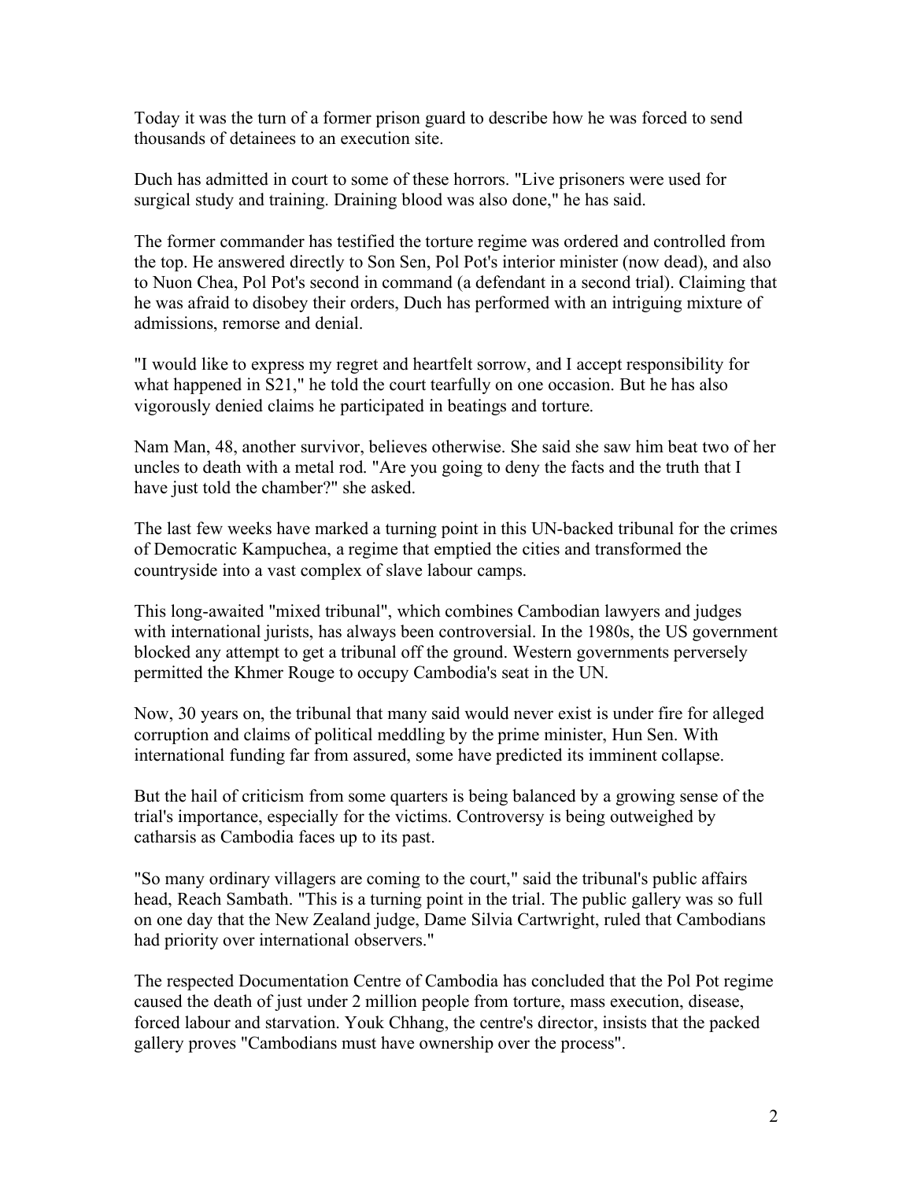Today it was the turn of a former prison guard to describe how he was forced to send thousands of detainees to an execution site.

Duch has admitted in court to some of these horrors. "Live prisoners were used for surgical study and training. Draining blood was also done," he has said.

The former commander has testified the torture regime was ordered and controlled from the top. He answered directly to Son Sen, Pol Pot's interior minister (now dead), and also to Nuon Chea, Pol Pot's second in command (a defendant in a second trial). Claiming that he was afraid to disobey their orders, Duch has performed with an intriguing mixture of admissions, remorse and denial.

"I would like to express my regret and heartfelt sorrow, and I accept responsibility for what happened in S21," he told the court tearfully on one occasion. But he has also vigorously denied claims he participated in beatings and torture.

Nam Man, 48, another survivor, believes otherwise. She said she saw him beat two of her uncles to death with a metal rod. "Are you going to deny the facts and the truth that I have just told the chamber?" she asked.

The last few weeks have marked a turning point in this UN-backed tribunal for the crimes of Democratic Kampuchea, a regime that emptied the cities and transformed the countryside into a vast complex of slave labour camps.

This long-awaited "mixed tribunal", which combines Cambodian lawyers and judges with international jurists, has always been controversial. In the 1980s, the US government blocked any attempt to get a tribunal off the ground. Western governments perversely permitted the Khmer Rouge to occupy Cambodia's seat in the UN.

Now, 30 years on, the tribunal that many said would never exist is under fire for alleged corruption and claims of political meddling by the prime minister, Hun Sen. With international funding far from assured, some have predicted its imminent collapse.

But the hail of criticism from some quarters is being balanced by a growing sense of the trial's importance, especially for the victims. Controversy is being outweighed by catharsis as Cambodia faces up to its past.

"So many ordinary villagers are coming to the court," said the tribunal's public affairs head, Reach Sambath. "This is a turning point in the trial. The public gallery was so full on one day that the New Zealand judge, Dame Silvia Cartwright, ruled that Cambodians had priority over international observers."

The respected Documentation Centre of Cambodia has concluded that the Pol Pot regime caused the death of just under 2 million people from torture, mass execution, disease, forced labour and starvation. Youk Chhang, the centre's director, insists that the packed gallery proves "Cambodians must have ownership over the process".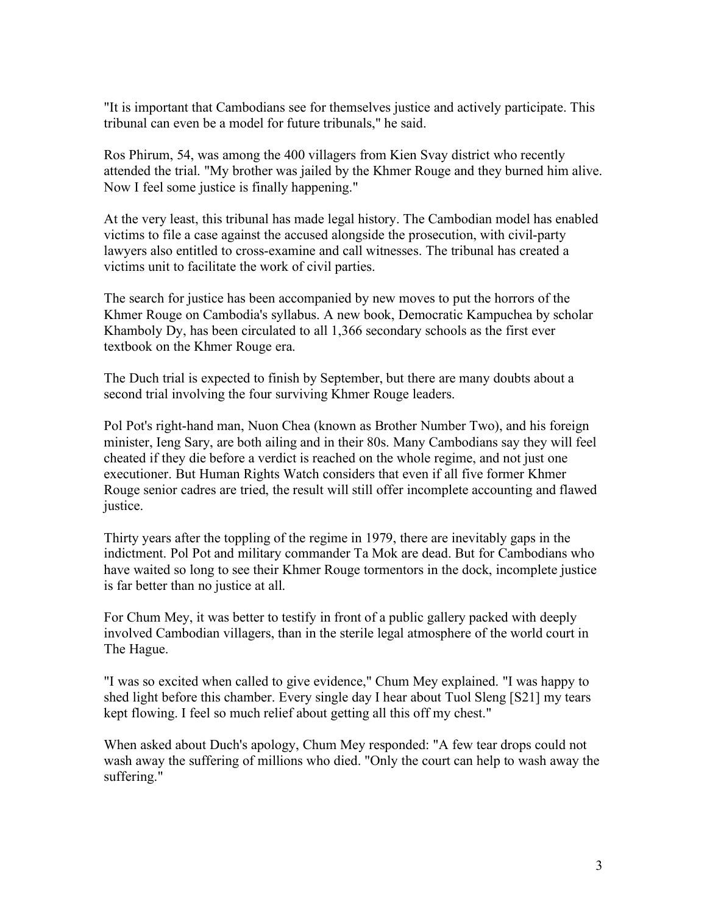"It is important that Cambodians see for themselves justice and actively participate. This tribunal can even be a model for future tribunals," he said.

Ros Phirum, 54, was among the 400 villagers from Kien Svay district who recently attended the trial. "My brother was jailed by the Khmer Rouge and they burned him alive. Now I feel some justice is finally happening."

At the very least, this tribunal has made legal history. The Cambodian model has enabled victims to file a case against the accused alongside the prosecution, with civil-party lawyers also entitled to cross-examine and call witnesses. The tribunal has created a victims unit to facilitate the work of civil parties.

The search for justice has been accompanied by new moves to put the horrors of the Khmer Rouge on Cambodia's syllabus. A new book, Democratic Kampuchea by scholar Khamboly Dy, has been circulated to all 1,366 secondary schools as the first ever textbook on the Khmer Rouge era.

The Duch trial is expected to finish by September, but there are many doubts about a second trial involving the four surviving Khmer Rouge leaders.

Pol Pot's right-hand man, Nuon Chea (known as Brother Number Two), and his foreign minister, Ieng Sary, are both ailing and in their 80s. Many Cambodians say they will feel cheated if they die before a verdict is reached on the whole regime, and not just one executioner. But Human Rights Watch considers that even if all five former Khmer Rouge senior cadres are tried, the result will still offer incomplete accounting and flawed justice.

Thirty years after the toppling of the regime in 1979, there are inevitably gaps in the indictment. Pol Pot and military commander Ta Mok are dead. But for Cambodians who have waited so long to see their Khmer Rouge tormentors in the dock, incomplete justice is far better than no justice at all.

For Chum Mey, it was better to testify in front of a public gallery packed with deeply involved Cambodian villagers, than in the sterile legal atmosphere of the world court in The Hague.

"I was so excited when called to give evidence," Chum Mey explained. "I was happy to shed light before this chamber. Every single day I hear about Tuol Sleng [S21] my tears kept flowing. I feel so much relief about getting all this off my chest."

When asked about Duch's apology, Chum Mey responded: "A few tear drops could not wash away the suffering of millions who died. "Only the court can help to wash away the suffering."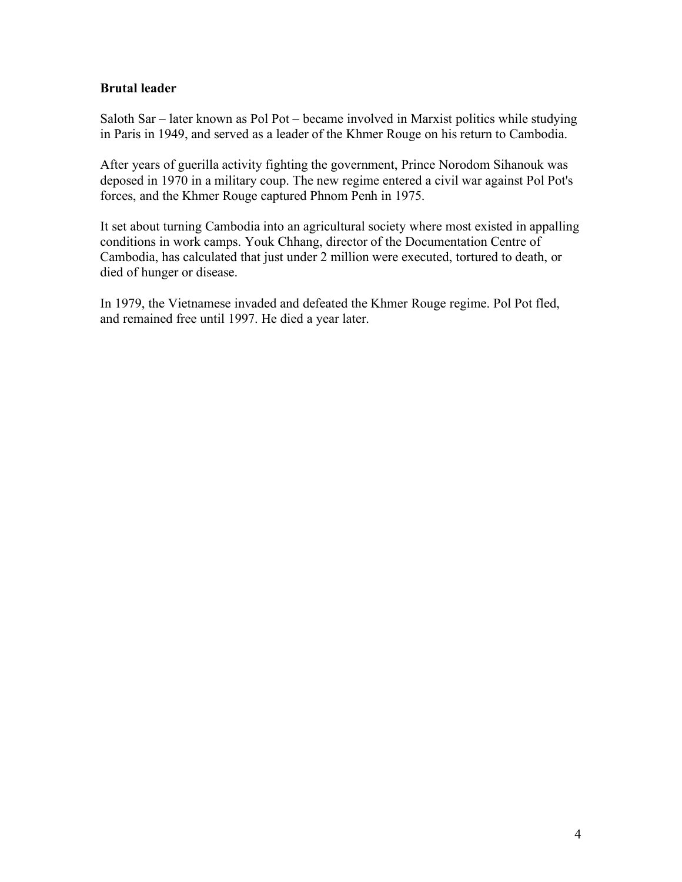**Brutal leader**

Saloth Sar – later known as Pol Pot – became involved in Marxist politics while studying in Paris in 1949, and served as a leader of the Khmer Rouge on his return to Cambodia.

After years of guerilla activity fighting the government, Prince Norodom Sihanouk was deposed in 1970 in a military coup. The new regime entered a civil war against Pol Pot's forces, and the Khmer Rouge captured Phnom Penh in 1975.

It set about turning Cambodia into an agricultural society where most existed in appalling conditions in work camps. Youk Chhang, director of the Documentation Centre of Cambodia, has calculated that just under 2 million were executed, tortured to death, or died of hunger or disease.

In 1979, the Vietnamese invaded and defeated the Khmer Rouge regime. Pol Pot fled, and remained free until 1997. He died a year later.